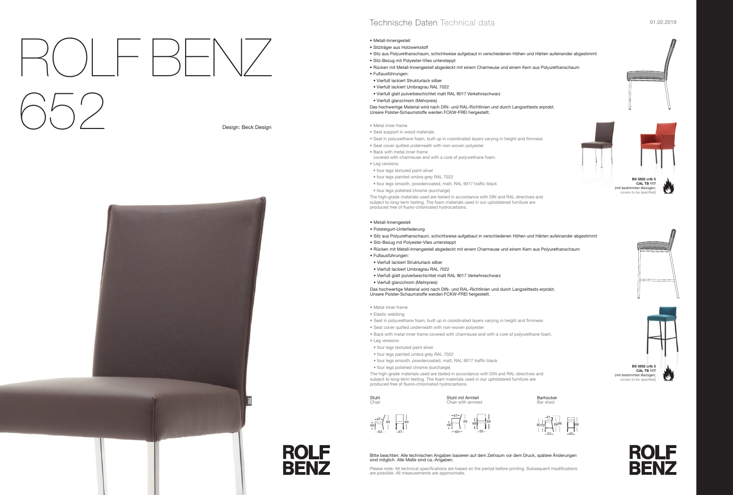# ROLF BENZ 652

Design: Beck Design

## Technische Daten Technical data

01.02.2019

- Metall-Innengestell
- Sitzträger aus Holzwerkstoff
- Sitz aus Polyurethanschaum, schichtweise aufgebaut in verschiedenen Höhen und Härten aufeinander abgestimmt
- Sitz-Bezug mit Polyester-Vlies unterstteppt
- Rücken mit Metall-Innengestell abgedeckt mit einem Charmeuse und einem Kern aus Polyurethanschaum
- Fußausführungen:
  - Vierfuß lackiert Strukturlack silber
  - Vierfuß lackiert Umbragrau RAL 7022
  - Vierfuß glatt pulverbeschichtet matt RAL 9017 Verkehrsschwarz
  - Vierfuß glanzchrom (Mehrpreis)

Das hochwertige Material wird nach DIN- und RAL-Richtlinien und durch Langzeittests erprobt. Unsere Polster-Schaumstoffe werden FCKW-FREI hergestellt.

- Metal inner frame
- Seat support in wood materials
- Seat in polyurethane foam, built up in coordinated layers varying in height and firmness
- Seat cover quilted underneath with non-woven polyester
- Back with metal inner frame covered with charmeuse and with a core of polyurethane foam.
- Leg versions:
  - four legs textured paint silver
  - four legs painted umbra grey RAL 7022
  - four legs smooth, powdercoated, matt, RAL 9017 traffic black
  - four legs polished chrome (surcharge)

The high-grade materials used are tested in accordance with DIN and RAL directives and subject to long-term testing. The foam materials used in our upholstered furniture are produced free of fluoro-chlorinated hydrocarbons.

**BS 5852 crib 5**
**CAL TB 117**
(mit bestimmten Bezügen; covers to be specified)

- Metall-Innengestell
- Polstergurt-Unterfederung
- Sitz aus Polyurethanschaum, schichtweise aufgebaut in verschiedenen Höhen und Härten aufeinander abgestimmt
- Sitz-Bezug mit Polyester-Vlies unterstteppt
- Rücken mit Metall-Innengestell abgedeckt mit einem Charmeuse und einem Kern aus Polyurethanschaum
- Fußausführungen:
  - Vierfuß lackiert Strukturlack silber
  - Vierfuß lackiert Umbragrau RAL 7022
  - Vierfuß glatt pulverbeschichtet matt RAL 9017 Verkehrsschwarz
  - Vierfuß glanzchrom (Mehrpreis)

Das hochwertige Material wird nach DIN- und RAL-Richtlinien und durch Langzeittests erprobt. Unsere Polster-Schaumstoffe werden FCKW-FREI hergestellt.

- Metal inner frame
- Elastic webbing
- Seat in polyurethane foam, built up in coordinated layers varying in height and firmness
- Seat cover quilted underneath with non-woven polyester
- Back with metal inner frame covered with charmeuse and with a core of polyurethane foam.
- Leg versions:
  - four legs textured paint silver
  - four legs painted umbra grey RAL 7022
  - four legs smooth, powdercoated, matt, RAL 9017 traffic black
  - four legs polished chrome (surcharge)

The high-grade materials used are tested in accordance with DIN and RAL directives and subject to long-term testing. The foam materials used in our upholstered furniture are produced free of fluoro-chlorinated hydrocarbons.

**BS 5852 crib 5**
**CAL TB 117**
(mit bestimmten Bezügen; covers to be specified)

Stuhl
Chair

47 · 89 · 48 · 63 · 89 · 47

Stuhl mit Armteil
Chair with armrest

47 · 89 · 48 · 65 · 66 · 89 · 55

Barhocker
Bar stool

41 · 80 · 70 · 86 · 96 · 53 · 86 · 45

Bitte beachten: Alle technischen Angaben basieren auf dem Zeitraum vor dem Druck, spätere Änderungen sind möglich. Alle Maße sind ca.-Angaben.

Please note: All technical specifications are based on the period before printing. Subsequent modifications are possible. All measurements are approximate.

ROLF BENZ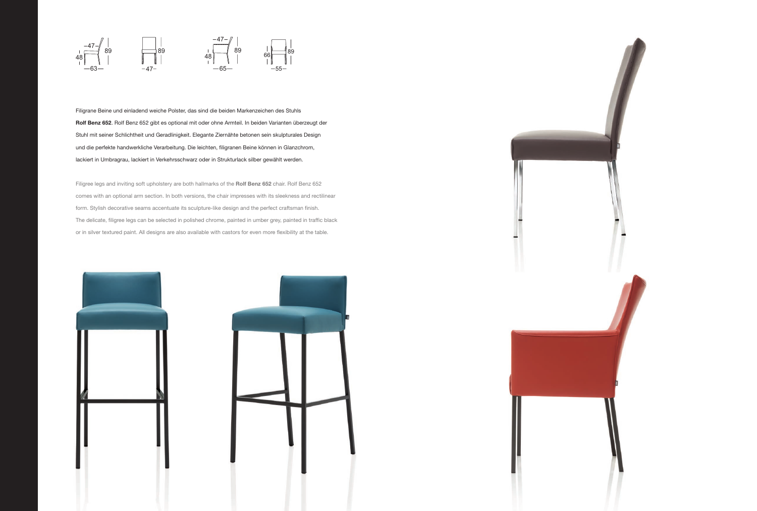47 48 89 63

89 47

47 48 89 65

66 89 55

Filigrane Beine und einladend weiche Polster, das sind die beiden Markenzeichen des Stuhls **Rolf Benz 652**. Rolf Benz 652 gibt es optional mit oder ohne Armteil. In beiden Varianten überzeugt der Stuhl mit seiner Schlichtheit und Geradlinigkeit. Elegante Ziernähte betonen sein skulpturales Design und die perfekte handwerkliche Verarbeitung. Die leichten, filigranen Beine können in Glanzchrom, lackiert in Umbragrau, lackiert in Verkehrsschwarz oder in Strukturlack silber gewählt werden.

Filigree legs and inviting soft upholstery are both hallmarks of the **Rolf Benz 652** chair. Rolf Benz 652 comes with an optional arm section. In both versions, the chair impresses with its sleekness and rectilinear form. Stylish decorative seams accentuate its sculpture-like design and the perfect craftsman finish. The delicate, filigree legs can be selected in polished chrome, painted in umber grey, painted in traffic black or in silver textured paint. All designs are also available with castors for even more flexibility at the table.